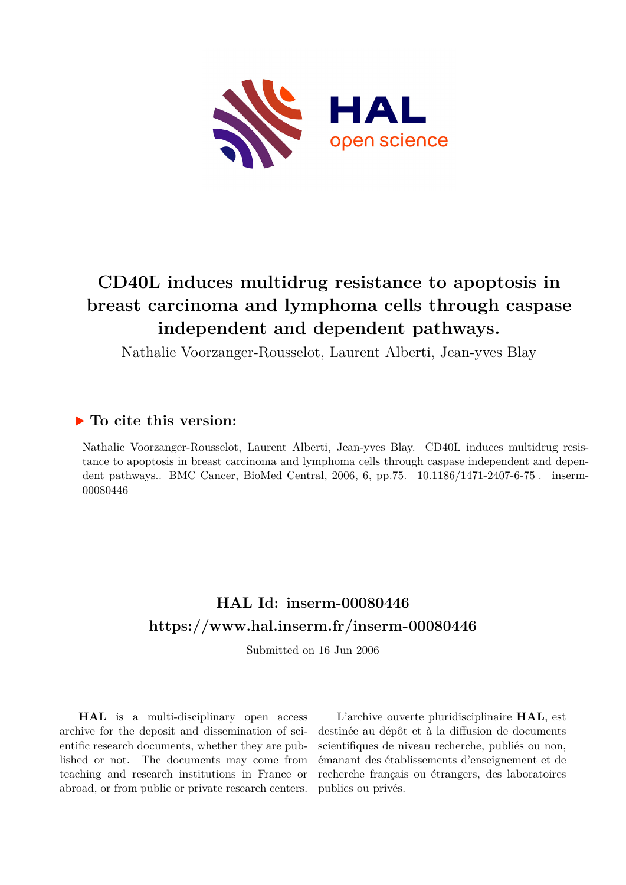# CD40L induces multidrug resistance to apoptosis in breast carcinoma and lymphoma cells through caspase independent and dependent pathways.

Nathalie Voorzanger-Rousselot, Laurent Alberti, Jean-yves Blay

## ▶ To cite this version:

Nathalie Voorzanger-Rousselot, Laurent Alberti, Jean-yves Blay. CD40L induces multidrug resistance to apoptosis in breast carcinoma and lymphoma cells through caspase independent and dependent pathways.. BMC Cancer, BioMed Central, 2006, 6, pp.75. 10.1186/1471-2407-6-75 . inserm-00080446

## HAL Id: inserm-00080446

## https://www.hal.inserm.fr/inserm-00080446

Submitted on 16 Jun 2006

**HAL** is a multi-disciplinary open access archive for the deposit and dissemination of scientific research documents, whether they are published or not. The documents may come from teaching and research institutions in France or abroad, or from public or private research centers.

L'archive ouverte pluridisciplinaire **HAL**, est destinée au dépôt et à la diffusion de documents scientifiques de niveau recherche, publiés ou non, émanant des établissements d'enseignement et de recherche français ou étrangers, des laboratoires publics ou privés.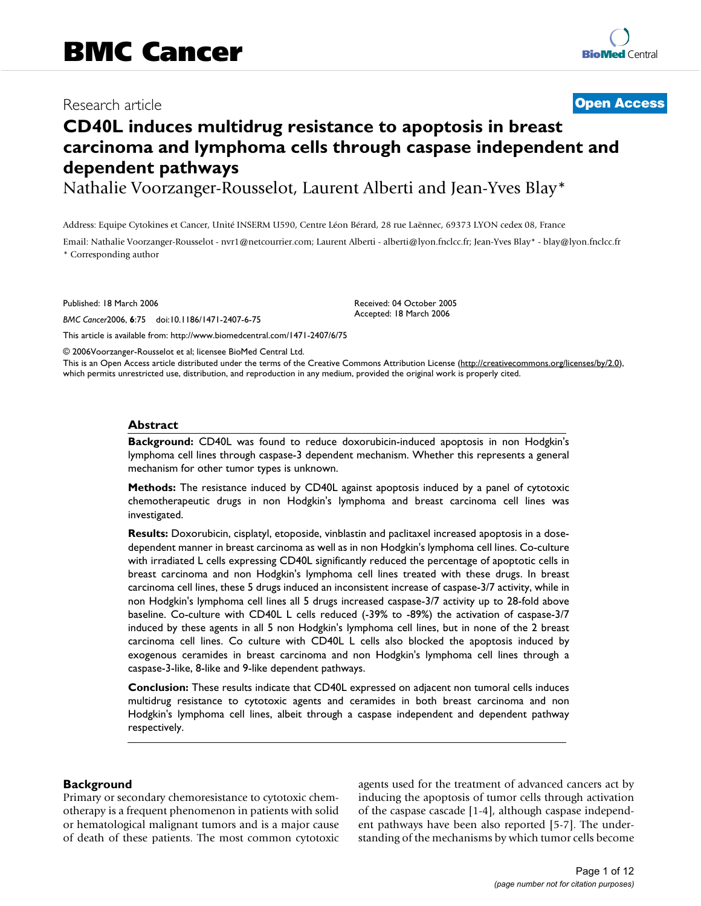# CD40L induces multidrug resistance to apoptosis in breast carcinoma and lymphoma cells through caspase independent and dependent pathways

Nathalie Voorzanger-Rousselot, Laurent Alberti and Jean-Yves Blay*

Address: Equipe Cytokines et Cancer, Unité INSERM U590, Centre Léon Bérard, 28 rue Laënnec, 69373 LYON cedex 08, France

Email: Nathalie Voorzanger-Rousselot - nvr1@netcourrier.com; Laurent Alberti - alberti@lyon.fnclcc.fr; Jean-Yves Blay* - blay@lyon.fnclcc.fr

\* Corresponding author

Published: 18 March 2006

*BMC Cancer*2006, **6**:75 doi:10.1186/1471-2407-6-75

Received: 04 October 2005
Accepted: 18 March 2006

This article is available from: http://www.biomedcentral.com/1471-2407/6/75

© 2006Voorzanger-Rousselot et al; licensee BioMed Central Ltd.

This is an Open Access article distributed under the terms of the Creative Commons Attribution License (http://creativecommons.org/licenses/by/2.0), which permits unrestricted use, distribution, and reproduction in any medium, provided the original work is properly cited.

## Abstract

**Background:** CD40L was found to reduce doxorubicin-induced apoptosis in non Hodgkin's lymphoma cell lines through caspase-3 dependent mechanism. Whether this represents a general mechanism for other tumor types is unknown.

**Methods:** The resistance induced by CD40L against apoptosis induced by a panel of cytotoxic chemotherapeutic drugs in non Hodgkin's lymphoma and breast carcinoma cell lines was investigated.

**Results:** Doxorubicin, cisplatyl, etoposide, vinblastin and paclitaxel increased apoptosis in a dose-dependent manner in breast carcinoma as well as in non Hodgkin's lymphoma cell lines. Co-culture with irradiated L cells expressing CD40L significantly reduced the percentage of apoptotic cells in breast carcinoma and non Hodgkin's lymphoma cell lines treated with these drugs. In breast carcinoma cell lines, these 5 drugs induced an inconsistent increase of caspase-3/7 activity, while in non Hodgkin's lymphoma cell lines all 5 drugs increased caspase-3/7 activity up to 28-fold above baseline. Co-culture with CD40L L cells reduced (-39% to -89%) the activation of caspase-3/7 induced by these agents in all 5 non Hodgkin's lymphoma cell lines, but in none of the 2 breast carcinoma cell lines. Co culture with CD40L L cells also blocked the apoptosis induced by exogenous ceramides in breast carcinoma and non Hodgkin's lymphoma cell lines through a caspase-3-like, 8-like and 9-like dependent pathways.

**Conclusion:** These results indicate that CD40L expressed on adjacent non tumoral cells induces multidrug resistance to cytotoxic agents and ceramides in both breast carcinoma and non Hodgkin's lymphoma cell lines, albeit through a caspase independent and dependent pathway respectively.

## Background

Primary or secondary chemoresistance to cytotoxic chemotherapy is a frequent phenomenon in patients with solid or hematological malignant tumors and is a major cause of death of these patients. The most common cytotoxic agents used for the treatment of advanced cancers act by inducing the apoptosis of tumor cells through activation of the caspase cascade [1-4], although caspase independent pathways have been also reported [5-7]. The understanding of the mechanisms by which tumor cells become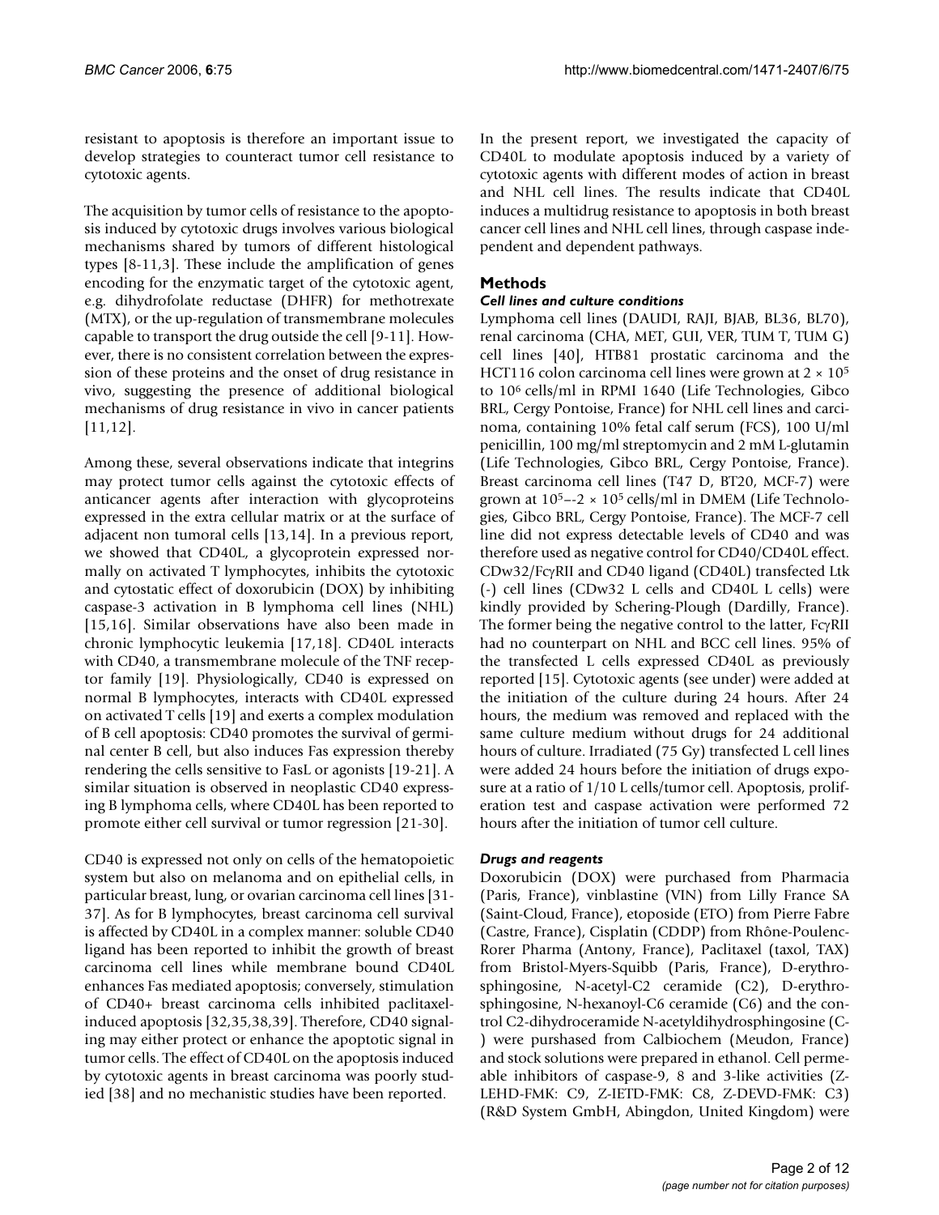resistant to apoptosis is therefore an important issue to develop strategies to counteract tumor cell resistance to cytotoxic agents.

The acquisition by tumor cells of resistance to the apoptosis induced by cytotoxic drugs involves various biological mechanisms shared by tumors of different histological types [8-11,3]. These include the amplification of genes encoding for the enzymatic target of the cytotoxic agent, e.g. dihydrofolate reductase (DHFR) for methotrexate (MTX), or the up-regulation of transmembrane molecules capable to transport the drug outside the cell [9-11]. However, there is no consistent correlation between the expression of these proteins and the onset of drug resistance in vivo, suggesting the presence of additional biological mechanisms of drug resistance in vivo in cancer patients [11,12].

Among these, several observations indicate that integrins may protect tumor cells against the cytotoxic effects of anticancer agents after interaction with glycoproteins expressed in the extra cellular matrix or at the surface of adjacent non tumoral cells [13,14]. In a previous report, we showed that CD40L, a glycoprotein expressed normally on activated T lymphocytes, inhibits the cytotoxic and cytostatic effect of doxorubicin (DOX) by inhibiting caspase-3 activation in B lymphoma cell lines (NHL) [15,16]. Similar observations have also been made in chronic lymphocytic leukemia [17,18]. CD40L interacts with CD40, a transmembrane molecule of the TNF receptor family [19]. Physiologically, CD40 is expressed on normal B lymphocytes, interacts with CD40L expressed on activated T cells [19] and exerts a complex modulation of B cell apoptosis: CD40 promotes the survival of germinal center B cell, but also induces Fas expression thereby rendering the cells sensitive to FasL or agonists [19-21]. A similar situation is observed in neoplastic CD40 expressing B lymphoma cells, where CD40L has been reported to promote either cell survival or tumor regression [21-30].

CD40 is expressed not only on cells of the hematopoietic system but also on melanoma and on epithelial cells, in particular breast, lung, or ovarian carcinoma cell lines [31-37]. As for B lymphocytes, breast carcinoma cell survival is affected by CD40L in a complex manner: soluble CD40 ligand has been reported to inhibit the growth of breast carcinoma cell lines while membrane bound CD40L enhances Fas mediated apoptosis; conversely, stimulation of CD40+ breast carcinoma cells inhibited paclitaxel-induced apoptosis [32,35,38,39]. Therefore, CD40 signaling may either protect or enhance the apoptotic signal in tumor cells. The effect of CD40L on the apoptosis induced by cytotoxic agents in breast carcinoma was poorly studied [38] and no mechanistic studies have been reported.

In the present report, we investigated the capacity of CD40L to modulate apoptosis induced by a variety of cytotoxic agents with different modes of action in breast and NHL cell lines. The results indicate that CD40L induces a multidrug resistance to apoptosis in both breast cancer cell lines and NHL cell lines, through caspase independent and dependent pathways.

## Methods

### *Cell lines and culture conditions*

Lymphoma cell lines (DAUDI, RAJI, BJAB, BL36, BL70), renal carcinoma (CHA, MET, GUI, VER, TUM T, TUM G) cell lines [40], HTB81 prostatic carcinoma and the HCT116 colon carcinoma cell lines were grown at $2 \times 10^5$ to $10^6$ cells/ml in RPMI 1640 (Life Technologies, Gibco BRL, Cergy Pontoise, France) for NHL cell lines and carcinoma, containing 10% fetal calf serum (FCS), 100 U/ml penicillin, 100 mg/ml streptomycin and 2 mM L-glutamin (Life Technologies, Gibco BRL, Cergy Pontoise, France). Breast carcinoma cell lines (T47 D, BT20, MCF-7) were grown at $10^5$–$2 \times 10^5$ cells/ml in DMEM (Life Technologies, Gibco BRL, Cergy Pontoise, France). The MCF-7 cell line did not express detectable levels of CD40 and was therefore used as negative control for CD40/CD40L effect. CDw32/FcγRII and CD40 ligand (CD40L) transfected Ltk (-) cell lines (CDw32 L cells and CD40L L cells) were kindly provided by Schering-Plough (Dardilly, France). The former being the negative control to the latter, FcγRII had no counterpart on NHL and BCC cell lines. 95% of the transfected L cells expressed CD40L as previously reported [15]. Cytotoxic agents (see under) were added at the initiation of the culture during 24 hours. After 24 hours, the medium was removed and replaced with the same culture medium without drugs for 24 additional hours of culture. Irradiated (75 Gy) transfected L cell lines were added 24 hours before the initiation of drugs exposure at a ratio of 1/10 L cells/tumor cell. Apoptosis, proliferation test and caspase activation were performed 72 hours after the initiation of tumor cell culture.

### *Drugs and reagents*

Doxorubicin (DOX) were purchased from Pharmacia (Paris, France), vinblastine (VIN) from Lilly France SA (Saint-Cloud, France), etoposide (ETO) from Pierre Fabre (Castre, France), Cisplatin (CDDP) from Rhône-Poulenc-Rorer Pharma (Antony, France), Paclitaxel (taxol, TAX) from Bristol-Myers-Squibb (Paris, France), D-erythrosphingosine, N-acetyl-C2 ceramide (C2), D-erythrosphingosine, N-hexanoyl-C6 ceramide (C6) and the control C2-dihydroceramide N-acetyldihydrosphingosine (C-) were purshased from Calbiochem (Meudon, France) and stock solutions were prepared in ethanol. Cell permeable inhibitors of caspase-9, 8 and 3-like activities (Z-LEHD-FMK: C9, Z-IETD-FMK: C8, Z-DEVD-FMK: C3) (R&D System GmbH, Abingdon, United Kingdom) were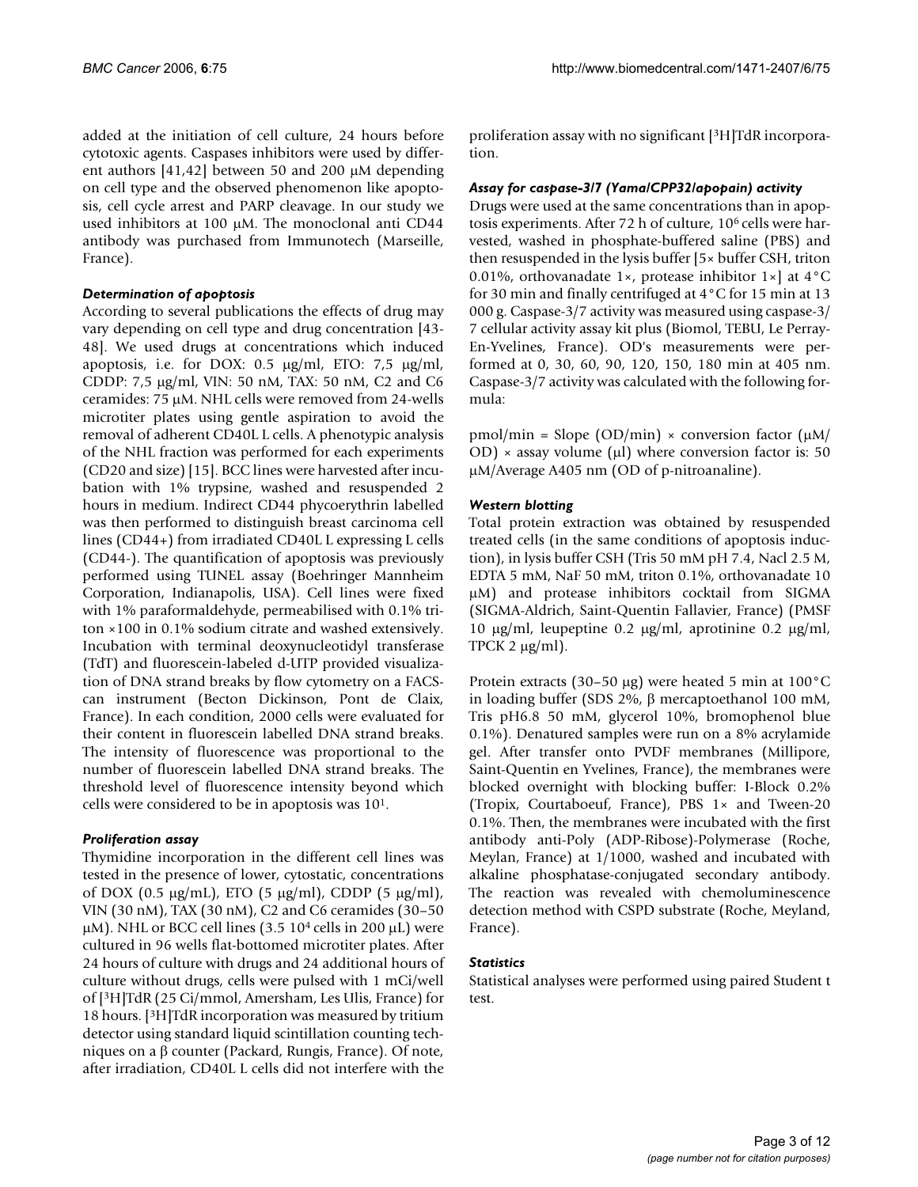added at the initiation of cell culture, 24 hours before cytotoxic agents. Caspases inhibitors were used by different authors [41,42] between 50 and 200 μM depending on cell type and the observed phenomenon like apoptosis, cell cycle arrest and PARP cleavage. In our study we used inhibitors at 100 μM. The monoclonal anti CD44 antibody was purchased from Immunotech (Marseille, France).

### *Determination of apoptosis*

According to several publications the effects of drug may vary depending on cell type and drug concentration [43-48]. We used drugs at concentrations which induced apoptosis, i.e. for DOX: 0.5 μg/ml, ETO: 7,5 μg/ml, CDDP: 7,5 μg/ml, VIN: 50 nM, TAX: 50 nM, C2 and C6 ceramides: 75 μM. NHL cells were removed from 24-wells microtiter plates using gentle aspiration to avoid the removal of adherent CD40L L cells. A phenotypic analysis of the NHL fraction was performed for each experiments (CD20 and size) [15]. BCC lines were harvested after incubation with 1% trypsine, washed and resuspended 2 hours in medium. Indirect CD44 phycoerythrin labelled was then performed to distinguish breast carcinoma cell lines (CD44+) from irradiated CD40L L expressing L cells (CD44-). The quantification of apoptosis was previously performed using TUNEL assay (Boehringer Mannheim Corporation, Indianapolis, USA). Cell lines were fixed with 1% paraformaldehyde, permeabilised with 0.1% triton ×100 in 0.1% sodium citrate and washed extensively. Incubation with terminal deoxynucleotidyl transferase (TdT) and fluorescein-labeled d-UTP provided visualization of DNA strand breaks by flow cytometry on a FACS-can instrument (Becton Dickinson, Pont de Claix, France). In each condition, 2000 cells were evaluated for their content in fluorescein labelled DNA strand breaks. The intensity of fluorescence was proportional to the number of fluorescein labelled DNA strand breaks. The threshold level of fluorescence intensity beyond which cells were considered to be in apoptosis was $10^1$.

### *Proliferation assay*

Thymidine incorporation in the different cell lines was tested in the presence of lower, cytostatic, concentrations of DOX (0.5 μg/mL), ETO (5 μg/ml), CDDP (5 μg/ml), VIN (30 nM), TAX (30 nM), C2 and C6 ceramides (30–50 μM). NHL or BCC cell lines (3.5 $10^4$ cells in 200 μL) were cultured in 96 wells flat-bottomed microtiter plates. After 24 hours of culture with drugs and 24 additional hours of culture without drugs, cells were pulsed with 1 mCi/well of [$^3$H]TdR (25 Ci/mmol, Amersham, Les Ulis, France) for 18 hours. [$^3$H]TdR incorporation was measured by tritium detector using standard liquid scintillation counting techniques on a β counter (Packard, Rungis, France). Of note, after irradiation, CD40L L cells did not interfere with the proliferation assay with no significant [$^3$H]TdR incorporation.

### *Assay for caspase-3/7 (Yama/CPP32/apopain) activity*

Drugs were used at the same concentrations than in apoptosis experiments. After 72 h of culture, $10^6$ cells were harvested, washed in phosphate-buffered saline (PBS) and then resuspended in the lysis buffer [5× buffer CSH, triton 0.01%, orthovanadate 1×, protease inhibitor 1×] at 4°C for 30 min and finally centrifuged at 4°C for 15 min at 13 000 g. Caspase-3/7 activity was measured using caspase-3/7 cellular activity assay kit plus (Biomol, TEBU, Le Perray-En-Yvelines, France). OD's measurements were performed at 0, 30, 60, 90, 120, 150, 180 min at 405 nm. Caspase-3/7 activity was calculated with the following formula:

pmol/min = Slope (OD/min) × conversion factor (μM/OD) × assay volume (μl) where conversion factor is: 50 μM/Average A405 nm (OD of p-nitroanaline).

### *Western blotting*

Total protein extraction was obtained by resuspended treated cells (in the same conditions of apoptosis induction), in lysis buffer CSH (Tris 50 mM pH 7.4, Nacl 2.5 M, EDTA 5 mM, NaF 50 mM, triton 0.1%, orthovanadate 10 μM) and protease inhibitors cocktail from SIGMA (SIGMA-Aldrich, Saint-Quentin Fallavier, France) (PMSF 10 μg/ml, leupeptine 0.2 μg/ml, aprotinine 0.2 μg/ml, TPCK 2 μg/ml).

Protein extracts (30–50 μg) were heated 5 min at 100°C in loading buffer (SDS 2%, β mercaptoethanol 100 mM, Tris pH6.8 50 mM, glycerol 10%, bromophenol blue 0.1%). Denatured samples were run on a 8% acrylamide gel. After transfer onto PVDF membranes (Millipore, Saint-Quentin en Yvelines, France), the membranes were blocked overnight with blocking buffer: I-Block 0.2% (Tropix, Courtaboeuf, France), PBS 1× and Tween-20 0.1%. Then, the membranes were incubated with the first antibody anti-Poly (ADP-Ribose)-Polymerase (Roche, Meylan, France) at 1/1000, washed and incubated with alkaline phosphatase-conjugated secondary antibody. The reaction was revealed with chemoluminescence detection method with CSPD substrate (Roche, Meyland, France).

### *Statistics*

Statistical analyses were performed using paired Student t test.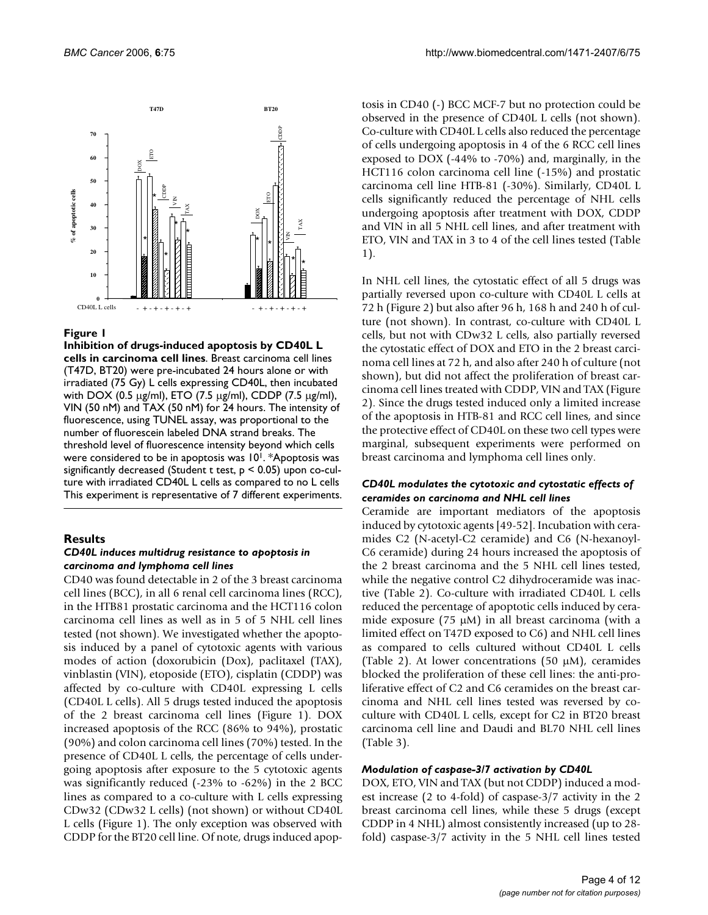**Figure 1**

**Inhibition of drugs-induced apoptosis by CD40L L cells in carcinoma cell lines**. Breast carcinoma cell lines (T47D, BT20) were pre-incubated 24 hours alone or with irradiated (75 Gy) L cells expressing CD40L, then incubated with DOX (0.5 μg/ml), ETO (7.5 μg/ml), CDDP (7.5 μg/ml), VIN (50 nM) and TAX (50 nM) for 24 hours. The intensity of fluorescence, using TUNEL assay, was proportional to the number of fluorescein labeled DNA strand breaks. The threshold level of fluorescence intensity beyond which cells were considered to be in apoptosis was $10^1$. *Apoptosis was significantly decreased (Student t test, $p < 0.05$) upon co-culture with irradiated CD40L L cells as compared to no L cells This experiment is representative of 7 different experiments.

## Results

### *CD40L induces multidrug resistance to apoptosis in carcinoma and lymphoma cell lines*

CD40 was found detectable in 2 of the 3 breast carcinoma cell lines (BCC), in all 6 renal cell carcinoma lines (RCC), in the HTB81 prostatic carcinoma and the HCT116 colon carcinoma cell lines as well as in 5 of 5 NHL cell lines tested (not shown). We investigated whether the apoptosis induced by a panel of cytotoxic agents with various modes of action (doxorubicin (Dox), paclitaxel (TAX), vinblastin (VIN), etoposide (ETO), cisplatin (CDDP) was affected by co-culture with CD40L expressing L cells (CD40L L cells). All 5 drugs tested induced the apoptosis of the 2 breast carcinoma cell lines (Figure 1). DOX increased apoptosis of the RCC (86% to 94%), prostatic (90%) and colon carcinoma cell lines (70%) tested. In the presence of CD40L L cells, the percentage of cells undergoing apoptosis after exposure to the 5 cytotoxic agents was significantly reduced (-23% to -62%) in the 2 BCC lines as compared to a co-culture with L cells expressing CDw32 (CDw32 L cells) (not shown) or without CD40L L cells (Figure 1). The only exception was observed with CDDP for the BT20 cell line. Of note, drugs induced apoptosis in CD40 (-) BCC MCF-7 but no protection could be observed in the presence of CD40L L cells (not shown). Co-culture with CD40L L cells also reduced the percentage of cells undergoing apoptosis in 4 of the 6 RCC cell lines exposed to DOX (-44% to -70%) and, marginally, in the HCT116 colon carcinoma cell line (-15%) and prostatic carcinoma cell line HTB-81 (-30%). Similarly, CD40L L cells significantly reduced the percentage of NHL cells undergoing apoptosis after treatment with DOX, CDDP and VIN in all 5 NHL cell lines, and after treatment with ETO, VIN and TAX in 3 to 4 of the cell lines tested (Table 1).

In NHL cell lines, the cytostatic effect of all 5 drugs was partially reversed upon co-culture with CD40L L cells at 72 h (Figure 2) but also after 96 h, 168 h and 240 h of culture (not shown). In contrast, co-culture with CD40L L cells, but not with CDw32 L cells, also partially reversed the cytostatic effect of DOX and ETO in the 2 breast carcinoma cell lines at 72 h, and also after 240 h of culture (not shown), but did not affect the proliferation of breast carcinoma cell lines treated with CDDP, VIN and TAX (Figure 2). Since the drugs tested induced only a limited increase of the apoptosis in HTB-81 and RCC cell lines, and since the protective effect of CD40L on these two cell types were marginal, subsequent experiments were performed on breast carcinoma and lymphoma cell lines only.

### *CD40L modulates the cytotoxic and cytostatic effects of ceramides on carcinoma and NHL cell lines*

Ceramide are important mediators of the apoptosis induced by cytotoxic agents [49-52]. Incubation with ceramides C2 (N-acetyl-C2 ceramide) and C6 (N-hexanoyl-C6 ceramide) during 24 hours increased the apoptosis of the 2 breast carcinoma and the 5 NHL cell lines tested, while the negative control C2 dihydroceramide was inactive (Table 2). Co-culture with irradiated CD40L L cells reduced the percentage of apoptotic cells induced by ceramide exposure (75 μM) in all breast carcinoma (with a limited effect on T47D exposed to C6) and NHL cell lines as compared to cells cultured without CD40L L cells (Table 2). At lower concentrations (50 μM), ceramides blocked the proliferation of these cell lines: the anti-proliferative effect of C2 and C6 ceramides on the breast carcinoma and NHL cell lines tested was reversed by co-culture with CD40L L cells, except for C2 in BT20 breast carcinoma cell line and Daudi and BL70 NHL cell lines (Table 3).

### *Modulation of caspase-3/7 activation by CD40L*

DOX, ETO, VIN and TAX (but not CDDP) induced a modest increase (2 to 4-fold) of caspase-3/7 activity in the 2 breast carcinoma cell lines, while these 5 drugs (except CDDP in 4 NHL) almost consistently increased (up to 28-fold) caspase-3/7 activity in the 5 NHL cell lines tested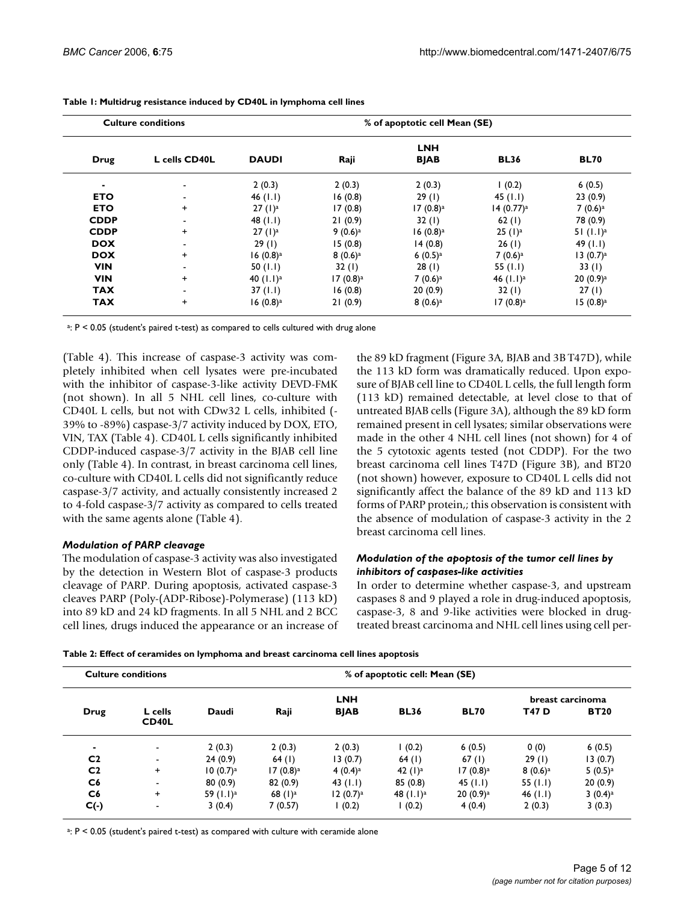**Table 1: Multidrug resistance induced by CD40L in lymphoma cell lines**

| Culture conditions | | % of apoptotic cell Mean (SE) | | | | |
|---|---|---|---|---|---|---|
| | | | | LNH | | |
| Drug | L cells CD40L | DAUDI | Raji | BJAB | BL36 | BL70 |
| - | - | 2 (0.3) | 2 (0.3) | 2 (0.3) | 1 (0.2) | 6 (0.5) |
| ETO | - | 46 (1.1) | 16 (0.8) | 29 (1) | 45 (1.1) | 23 (0.9) |
| ETO | + | 27 (1)[a] | 17 (0.8) | 17 (0.8)[a] | 14 (0.77)[a] | 7 (0.6)[a] |
| CDDP | - | 48 (1.1) | 21 (0.9) | 32 (1) | 62 (1) | 78 (0.9) |
| CDDP | + | 27 (1)[a] | 9 (0.6)[a] | 16 (0.8)[a] | 25 (1)[a] | 51 (1.1)[a] |
| DOX | - | 29 (1) | 15 (0.8) | 14 (0.8) | 26 (1) | 49 (1.1) |
| DOX | + | 16 (0.8)[a] | 8 (0.6)[a] | 6 (0.5)[a] | 7 (0.6)[a] | 13 (0.7)[a] |
| VIN | - | 50 (1.1) | 32 (1) | 28 (1) | 55 (1.1) | 33 (1) |
| VIN | + | 40 (1.1)[a] | 17 (0.8)[a] | 7 (0.6)[a] | 46 (1.1)[a] | 20 (0.9)[a] |
| TAX | - | 37 (1.1) | 16 (0.8) | 20 (0.9) | 32 (1) | 27 (1) |
| TAX | + | 16 (0.8)[a] | 21 (0.9) | 8 (0.6)[a] | 17 (0.8)[a] | 15 (0.8)[a] |

[a]: $P < 0.05$ (student's paired t-test) as compared to cells cultured with drug alone

(Table 4). This increase of caspase-3 activity was completely inhibited when cell lysates were pre-incubated with the inhibitor of caspase-3-like activity DEVD-FMK (not shown). In all 5 NHL cell lines, co-culture with CD40L L cells, but not with CDw32 L cells, inhibited (-39% to -89%) caspase-3/7 activity induced by DOX, ETO, VIN, TAX (Table 4). CD40L L cells significantly inhibited CDDP-induced caspase-3/7 activity in the BJAB cell line only (Table 4). In contrast, in breast carcinoma cell lines, co-culture with CD40L L cells did not significantly reduce caspase-3/7 activity, and actually consistently increased 2 to 4-fold caspase-3/7 activity as compared to cells treated with the same agents alone (Table 4).

### *Modulation of PARP cleavage*

The modulation of caspase-3 activity was also investigated by the detection in Western Blot of caspase-3 products cleavage of PARP. During apoptosis, activated caspase-3 cleaves PARP (Poly-(ADP-Ribose)-Polymerase) (113 kD) into 89 kD and 24 kD fragments. In all 5 NHL and 2 BCC cell lines, drugs induced the appearance or an increase of the 89 kD fragment (Figure 3A, BJAB and 3B T47D), while the 113 kD form was dramatically reduced. Upon exposure of BJAB cell line to CD40L L cells, the full length form (113 kD) remained detectable, at level close to that of untreated BJAB cells (Figure 3A), although the 89 kD form remained present in cell lysates; similar observations were made in the other 4 NHL cell lines (not shown) for 4 of the 5 cytotoxic agents tested (not CDDP). For the two breast carcinoma cell lines T47D (Figure 3B), and BT20 (not shown) however, exposure to CD40L L cells did not significantly affect the balance of the 89 kD and 113 kD forms of PARP protein,; this observation is consistent with the absence of modulation of caspase-3 activity in the 2 breast carcinoma cell lines.

### *Modulation of the apoptosis of the tumor cell lines by inhibitors of caspases-like activities*

In order to determine whether caspase-3, and upstream caspases 8 and 9 played a role in drug-induced apoptosis, caspase-3, 8 and 9-like activities were blocked in drug-treated breast carcinoma and NHL cell lines using cell per-

**Table 2: Effect of ceramides on lymphoma and breast carcinoma cell lines apoptosis**

| Culture conditions | | % of apoptotic cell: Mean (SE) | | | | | | |
|---|---|---|---|---|---|---|---|---|
| | | | | LNH | | | breast carcinoma | |
| Drug | L cells CD40L | Daudi | Raji | BJAB | BL36 | BL70 | T47 D | BT20 |
| - | - | 2 (0.3) | 2 (0.3) | 2 (0.3) | 1 (0.2) | 6 (0.5) | 0 (0) | 6 (0.5) |
| C2 | - | 24 (0.9) | 64 (1) | 13 (0.7) | 64 (1) | 67 (1) | 29 (1) | 13 (0.7) |
| C2 | + | 10 (0.7)[a] | 17 (0.8)[a] | 4 (0.4)[a] | 42 (1)[a] | 17 (0.8)[a] | 8 (0.6)[a] | 5 (0.5)[a] |
| C6 | - | 80 (0.9) | 82 (0.9) | 43 (1.1) | 85 (0.8) | 45 (1.1) | 55 (1.1) | 20 (0.9) |
| C6 | + | 59 (1.1)[a] | 68 (1)[a] | 12 (0.7)[a] | 48 (1.1)[a] | 20 (0.9)[a] | 46 (1.1) | 3 (0.4)[a] |
| C(-) | - | 3 (0.4) | 7 (0.57) | 1 (0.2) | 1 (0.2) | 4 (0.4) | 2 (0.3) | 3 (0.3) |

[a]: $P < 0.05$ (student's paired t-test) as compared with culture with ceramide alone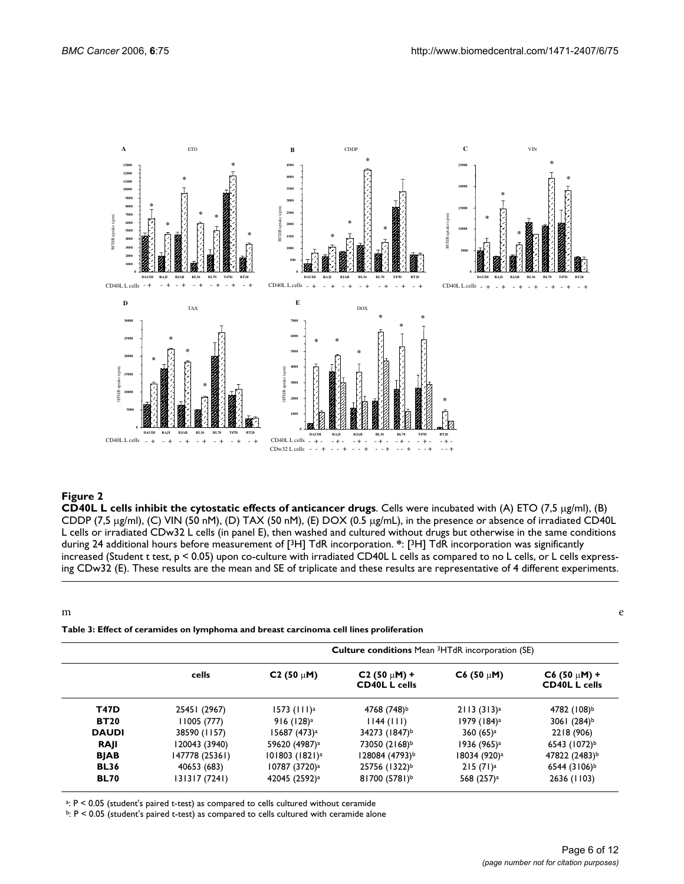**Figure 2**

**CD40L L cells inhibit the cytostatic effects of anticancer drugs**. Cells were incubated with (A) ETO (7,5 μg/ml), (B) CDDP (7,5 μg/ml), (C) VIN (50 nM), (D) TAX (50 nM), (E) DOX (0.5 μg/mL), in the presence or absence of irradiated CD40L L cells or irradiated CDw32 L cells (in panel E), then washed and cultured without drugs but otherwise in the same conditions during 24 additional hours before measurement of [3H] TdR incorporation. *: [3H] TdR incorporation was significantly increased (Student t test, $p < 0.05$) upon co-culture with irradiated CD40L L cells as compared to no L cells, or L cells expressing CDw32 (E). These results are the mean and SE of triplicate and these results are representative of 4 different experiments.

**Table 3: Effect of ceramides on lymphoma and breast carcinoma cell lines proliferation**

| | Culture conditions Mean 3HTdR incorporation (SE) | | | | |
|---|---|---|---|---|---|
| | cells | C2 (50 μM) | C2 (50 μM) + CD40L L cells | C6 (50 μM) | C6 (50 μM) + CD40L L cells |
| **T47D** | 25451 (2967) | 1573 (111)[a] | 4768 (748)[b] | 2113 (313)[a] | 4782 (108)[b] |
| **BT20** | 11005 (777) | 916 (128)[a] | 1144 (111) | 1979 (184)[a] | 3061 (284)[b] |
| **DAUDI** | 38590 (1157) | 15687 (473)[a] | 34273 (1847)[b] | 360 (65)[a] | 2218 (906) |
| **RAJI** | 120043 (3940) | 59620 (4987)[a] | 73050 (2168)[b] | 1936 (965)[a] | 6543 (1072)[b] |
| **BJAB** | 147778 (25361) | 101803 (1821)[a] | 128084 (4793)[b] | 18034 (920)[a] | 47822 (2483)[b] |
| **BL36** | 40653 (683) | 10787 (3720)[a] | 25756 (1322)[b] | 215 (71)[a] | 6544 (3106)[b] |
| **BL70** | 131317 (7241) | 42045 (2592)[a] | 81700 (5781)[b] | 568 (257)[a] | 2636 (1103) |

[a]: $P < 0.05$ (student's paired t-test) as compared to cells cultured without ceramide

[b]: $P < 0.05$ (student's paired t-test) as compared to cells cultured with ceramide alone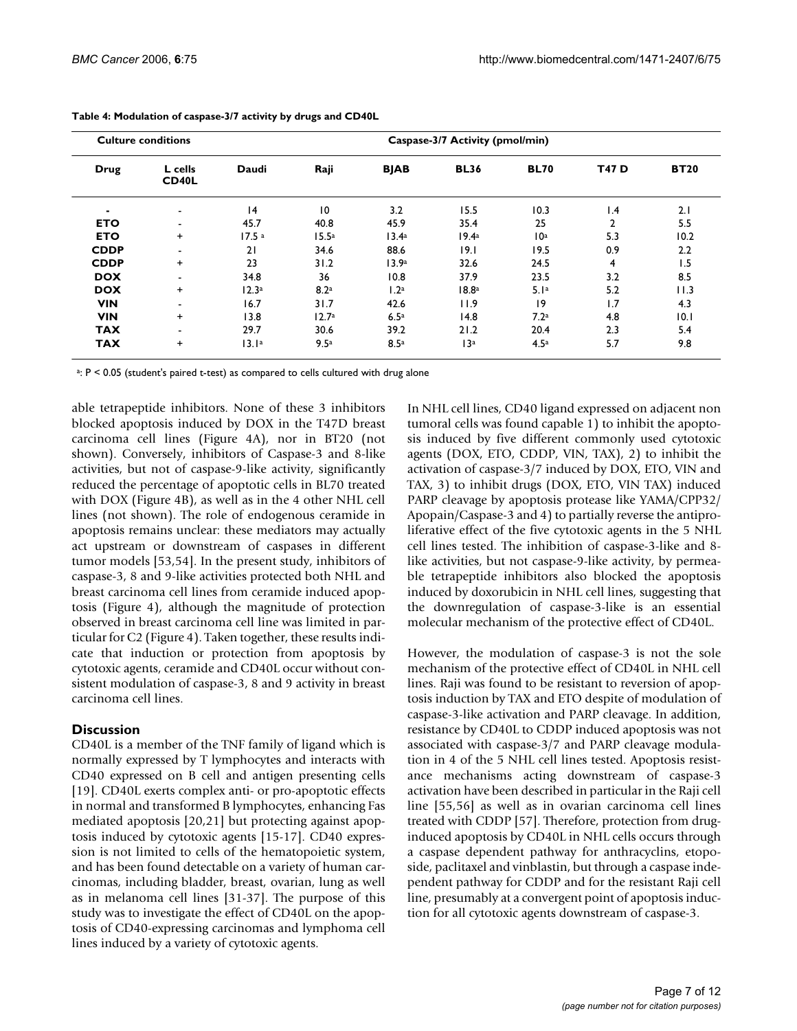**Table 4: Modulation of caspase-3/7 activity by drugs and CD40L**

| Culture conditions | | Caspase-3/7 Activity (pmol/min) | | | | | | |
|---|---|---|---|---|---|---|---|---|
| Drug | L cells CD40L | Daudi | Raji | BJAB | BL36 | BL70 | T47 D | BT20 |
| - | - | 14 | 10 | 3.2 | 15.5 | 10.3 | 1.4 | 2.1 |
| ETO | - | 45.7 | 40.8 | 45.9 | 35.4 | 25 | 2 | 5.5 |
| ETO | + | 17.5 [a] | 15.5[a] | 13.4[a] | 19.4[a] | 10[a] | 5.3 | 10.2 |
| CDDP | - | 21 | 34.6 | 88.6 | 19.1 | 19.5 | 0.9 | 2.2 |
| CDDP | + | 23 | 31.2 | 13.9[a] | 32.6 | 24.5 | 4 | 1.5 |
| DOX | - | 34.8 | 36 | 10.8 | 37.9 | 23.5 | 3.2 | 8.5 |
| DOX | + | 12.3[a] | 8.2[a] | 1.2[a] | 18.8[a] | 5.1[a] | 5.2 | 11.3 |
| VIN | - | 16.7 | 31.7 | 42.6 | 11.9 | 19 | 1.7 | 4.3 |
| VIN | + | 13.8 | 12.7[a] | 6.5[a] | 14.8 | 7.2[a] | 4.8 | 10.1 |
| TAX | - | 29.7 | 30.6 | 39.2 | 21.2 | 20.4 | 2.3 | 5.4 |
| TAX | + | 13.1[a] | 9.5[a] | 8.5[a] | 13[a] | 4.5[a] | 5.7 | 9.8 |

[a]: $P < 0.05$ (student's paired t-test) as compared to cells cultured with drug alone

able tetrapeptide inhibitors. None of these 3 inhibitors blocked apoptosis induced by DOX in the T47D breast carcinoma cell lines (Figure 4A), nor in BT20 (not shown). Conversely, inhibitors of Caspase-3 and 8-like activities, but not of caspase-9-like activity, significantly reduced the percentage of apoptotic cells in BL70 treated with DOX (Figure 4B), as well as in the 4 other NHL cell lines (not shown). The role of endogenous ceramide in apoptosis remains unclear: these mediators may actually act upstream or downstream of caspases in different tumor models [53,54]. In the present study, inhibitors of caspase-3, 8 and 9-like activities protected both NHL and breast carcinoma cell lines from ceramide induced apoptosis (Figure 4), although the magnitude of protection observed in breast carcinoma cell line was limited in particular for C2 (Figure 4). Taken together, these results indicate that induction or protection from apoptosis by cytotoxic agents, ceramide and CD40L occur without consistent modulation of caspase-3, 8 and 9 activity in breast carcinoma cell lines.

## Discussion

CD40L is a member of the TNF family of ligand which is normally expressed by T lymphocytes and interacts with CD40 expressed on B cell and antigen presenting cells [19]. CD40L exerts complex anti- or pro-apoptotic effects in normal and transformed B lymphocytes, enhancing Fas mediated apoptosis [20,21] but protecting against apoptosis induced by cytotoxic agents [15-17]. CD40 expression is not limited to cells of the hematopoietic system, and has been found detectable on a variety of human carcinomas, including bladder, breast, ovarian, lung as well as in melanoma cell lines [31-37]. The purpose of this study was to investigate the effect of CD40L on the apoptosis of CD40-expressing carcinomas and lymphoma cell lines induced by a variety of cytotoxic agents.

In NHL cell lines, CD40 ligand expressed on adjacent non tumoral cells was found capable 1) to inhibit the apoptosis induced by five different commonly used cytotoxic agents (DOX, ETO, CDDP, VIN, TAX), 2) to inhibit the activation of caspase-3/7 induced by DOX, ETO, VIN and TAX, 3) to inhibit drugs (DOX, ETO, VIN TAX) induced PARP cleavage by apoptosis protease like YAMA/CPP32/Apopain/Caspase-3 and 4) to partially reverse the antiproliferative effect of the five cytotoxic agents in the 5 NHL cell lines tested. The inhibition of caspase-3-like and 8-like activities, but not caspase-9-like activity, by permeable tetrapeptide inhibitors also blocked the apoptosis induced by doxorubicin in NHL cell lines, suggesting that the downregulation of caspase-3-like is an essential molecular mechanism of the protective effect of CD40L.

However, the modulation of caspase-3 is not the sole mechanism of the protective effect of CD40L in NHL cell lines. Raji was found to be resistant to reversion of apoptosis induction by TAX and ETO despite of modulation of caspase-3-like activation and PARP cleavage. In addition, resistance by CD40L to CDDP induced apoptosis was not associated with caspase-3/7 and PARP cleavage modulation in 4 of the 5 NHL cell lines tested. Apoptosis resistance mechanisms acting downstream of caspase-3 activation have been described in particular in the Raji cell line [55,56] as well as in ovarian carcinoma cell lines treated with CDDP [57]. Therefore, protection from drug-induced apoptosis by CD40L in NHL cells occurs through a caspase dependent pathway for anthracyclins, etoposide, paclitaxel and vinblastin, but through a caspase independent pathway for CDDP and for the resistant Raji cell line, presumably at a convergent point of apoptosis induction for all cytotoxic agents downstream of caspase-3.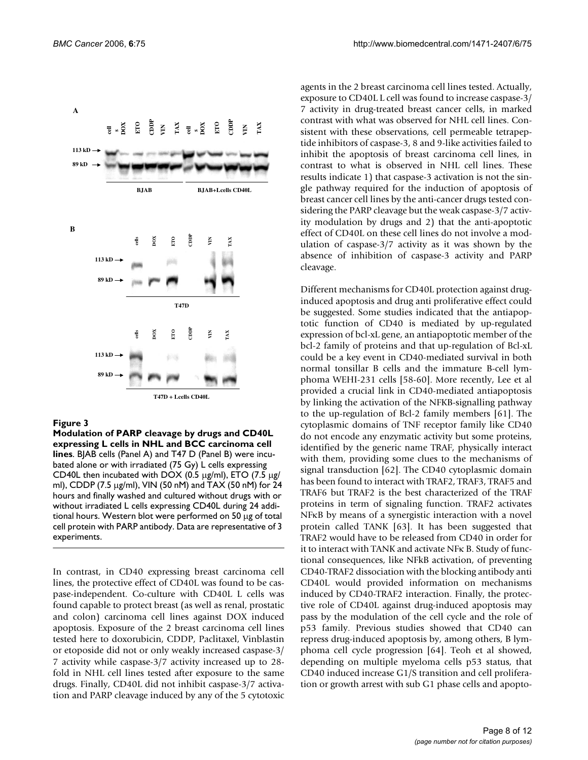**Figure 3**

**Modulation of PARP cleavage by drugs and CD40L expressing L cells in NHL and BCC carcinoma cell lines**. BJAB cells (Panel A) and T47 D (Panel B) were incubated alone or with irradiated (75 Gy) L cells expressing CD40L then incubated with DOX (0.5 μg/ml), ETO (7.5 μg/ml), CDDP (7.5 μg/ml), VIN (50 nM) and TAX (50 nM) for 24 hours and finally washed and cultured without drugs with or without irradiated L cells expressing CD40L during 24 additional hours. Western blot were performed on 50 μg of total cell protein with PARP antibody. Data are representative of 3 experiments.

In contrast, in CD40 expressing breast carcinoma cell lines, the protective effect of CD40L was found to be caspase-independent. Co-culture with CD40L L cells was found capable to protect breast (as well as renal, prostatic and colon) carcinoma cell lines against DOX induced apoptosis. Exposure of the 2 breast carcinoma cell lines tested here to doxorubicin, CDDP, Paclitaxel, Vinblastin or etoposide did not or only weakly increased caspase-3/7 activity while caspase-3/7 activity increased up to 28-fold in NHL cell lines tested after exposure to the same drugs. Finally, CD40L did not inhibit caspase-3/7 activation and PARP cleavage induced by any of the 5 cytotoxic agents in the 2 breast carcinoma cell lines tested. Actually, exposure to CD40L L cell was found to increase caspase-3/7 activity in drug-treated breast cancer cells, in marked contrast with what was observed for NHL cell lines. Consistent with these observations, cell permeable tetrapeptide inhibitors of caspase-3, 8 and 9-like activities failed to inhibit the apoptosis of breast carcinoma cell lines, in contrast to what is observed in NHL cell lines. These results indicate 1) that caspase-3 activation is not the single pathway required for the induction of apoptosis of breast cancer cell lines by the anti-cancer drugs tested considering the PARP cleavage but the weak caspase-3/7 activity modulation by drugs and 2) that the anti-apoptotic effect of CD40L on these cell lines do not involve a modulation of caspase-3/7 activity as it was shown by the absence of inhibition of caspase-3 activity and PARP cleavage.

Different mechanisms for CD40L protection against drug-induced apoptosis and drug anti proliferative effect could be suggested. Some studies indicated that the antiapoptotic function of CD40 is mediated by up-regulated expression of bcl-xL gene, an antiapoptotic member of the bcl-2 family of proteins and that up-regulation of Bcl-xL could be a key event in CD40-mediated survival in both normal tonsillar B cells and the immature B-cell lymphoma WEHI-231 cells [58-60]. More recently, Lee et al provided a crucial link in CD40-mediated antiapoptosis by linking the activation of the NFKB-signalling pathway to the up-regulation of Bcl-2 family members [61]. The cytoplasmic domains of TNF receptor family like CD40 do not encode any enzymatic activity but some proteins, identified by the generic name TRAF, physically interact with them, providing some clues to the mechanisms of signal transduction [62]. The CD40 cytoplasmic domain has been found to interact with TRAF2, TRAF3, TRAF5 and TRAF6 but TRAF2 is the best characterized of the TRAF proteins in term of signaling function. TRAF2 activates NFκB by means of a synergistic interaction with a novel protein called TANK [63]. It has been suggested that TRAF2 would have to be released from CD40 in order for it to interact with TANK and activate NFκ B. Study of functional consequences, like NFkB activation, of preventing CD40-TRAF2 dissociation with the blocking antibody anti CD40L would provided information on mechanisms induced by CD40-TRAF2 interaction. Finally, the protective role of CD40L against drug-induced apoptosis may pass by the modulation of the cell cycle and the role of p53 family. Previous studies showed that CD40 can repress drug-induced apoptosis by, among others, B lymphoma cell cycle progression [64]. Teoh et al showed, depending on multiple myeloma cells p53 status, that CD40 induced increase G1/S transition and cell proliferation or growth arrest with sub G1 phase cells and apopto-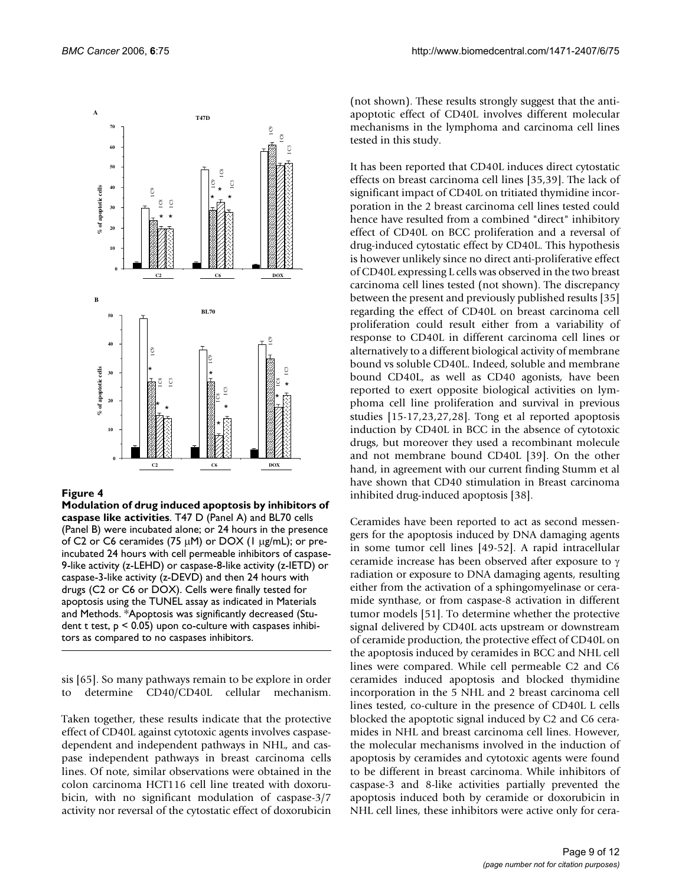**Figure 4**

**Modulation of drug induced apoptosis by inhibitors of caspase like activities**. T47 D (Panel A) and BL70 cells (Panel B) were incubated alone; or 24 hours in the presence of C2 or C6 ceramides (75 μM) or DOX (1 μg/mL); or pre-incubated 24 hours with cell permeable inhibitors of caspase-9-like activity (z-LEHD) or caspase-8-like activity (z-IETD) or caspase-3-like activity (z-DEVD) and then 24 hours with drugs (C2 or C6 or DOX). Cells were finally tested for apoptosis using the TUNEL assay as indicated in Materials and Methods. *Apoptosis was significantly decreased (Student t test, $p < 0.05$) upon co-culture with caspases inhibitors as compared to no caspases inhibitors.

sis [65]. So many pathways remain to be explore in order to determine CD40/CD40L cellular mechanism.

Taken together, these results indicate that the protective effect of CD40L against cytotoxic agents involves caspase-dependent and independent pathways in NHL, and caspase independent pathways in breast carcinoma cells lines. Of note, similar observations were obtained in the colon carcinoma HCT116 cell line treated with doxorubicin, with no significant modulation of caspase-3/7 activity nor reversal of the cytostatic effect of doxorubicin (not shown). These results strongly suggest that the anti-apoptotic effect of CD40L involves different molecular mechanisms in the lymphoma and carcinoma cell lines tested in this study.

It has been reported that CD40L induces direct cytostatic effects on breast carcinoma cell lines [35,39]. The lack of significant impact of CD40L on tritiated thymidine incorporation in the 2 breast carcinoma cell lines tested could hence have resulted from a combined "direct" inhibitory effect of CD40L on BCC proliferation and a reversal of drug-induced cytostatic effect by CD40L. This hypothesis is however unlikely since no direct anti-proliferative effect of CD40L expressing L cells was observed in the two breast carcinoma cell lines tested (not shown). The discrepancy between the present and previously published results [35] regarding the effect of CD40L on breast carcinoma cell proliferation could result either from a variability of response to CD40L in different carcinoma cell lines or alternatively to a different biological activity of membrane bound vs soluble CD40L. Indeed, soluble and membrane bound CD40L, as well as CD40 agonists, have been reported to exert opposite biological activities on lymphoma cell line proliferation and survival in previous studies [15-17,23,27,28]. Tong et al reported apoptosis induction by CD40L in BCC in the absence of cytotoxic drugs, but moreover they used a recombinant molecule and not membrane bound CD40L [39]. On the other hand, in agreement with our current finding Stumm et al have shown that CD40 stimulation in Breast carcinoma inhibited drug-induced apoptosis [38].

Ceramides have been reported to act as second messengers for the apoptosis induced by DNA damaging agents in some tumor cell lines [49-52]. A rapid intracellular ceramide increase has been observed after exposure to γ radiation or exposure to DNA damaging agents, resulting either from the activation of a sphingomyelinase or ceramide synthase, or from caspase-8 activation in different tumor models [51]. To determine whether the protective signal delivered by CD40L acts upstream or downstream of ceramide production, the protective effect of CD40L on the apoptosis induced by ceramides in BCC and NHL cell lines were compared. While cell permeable C2 and C6 ceramides induced apoptosis and blocked thymidine incorporation in the 5 NHL and 2 breast carcinoma cell lines tested, co-culture in the presence of CD40L L cells blocked the apoptotic signal induced by C2 and C6 ceramides in NHL and breast carcinoma cell lines. However, the molecular mechanisms involved in the induction of apoptosis by ceramides and cytotoxic agents were found to be different in breast carcinoma. While inhibitors of caspase-3 and 8-like activities partially prevented the apoptosis induced both by ceramide or doxorubicin in NHL cell lines, these inhibitors were active only for cera-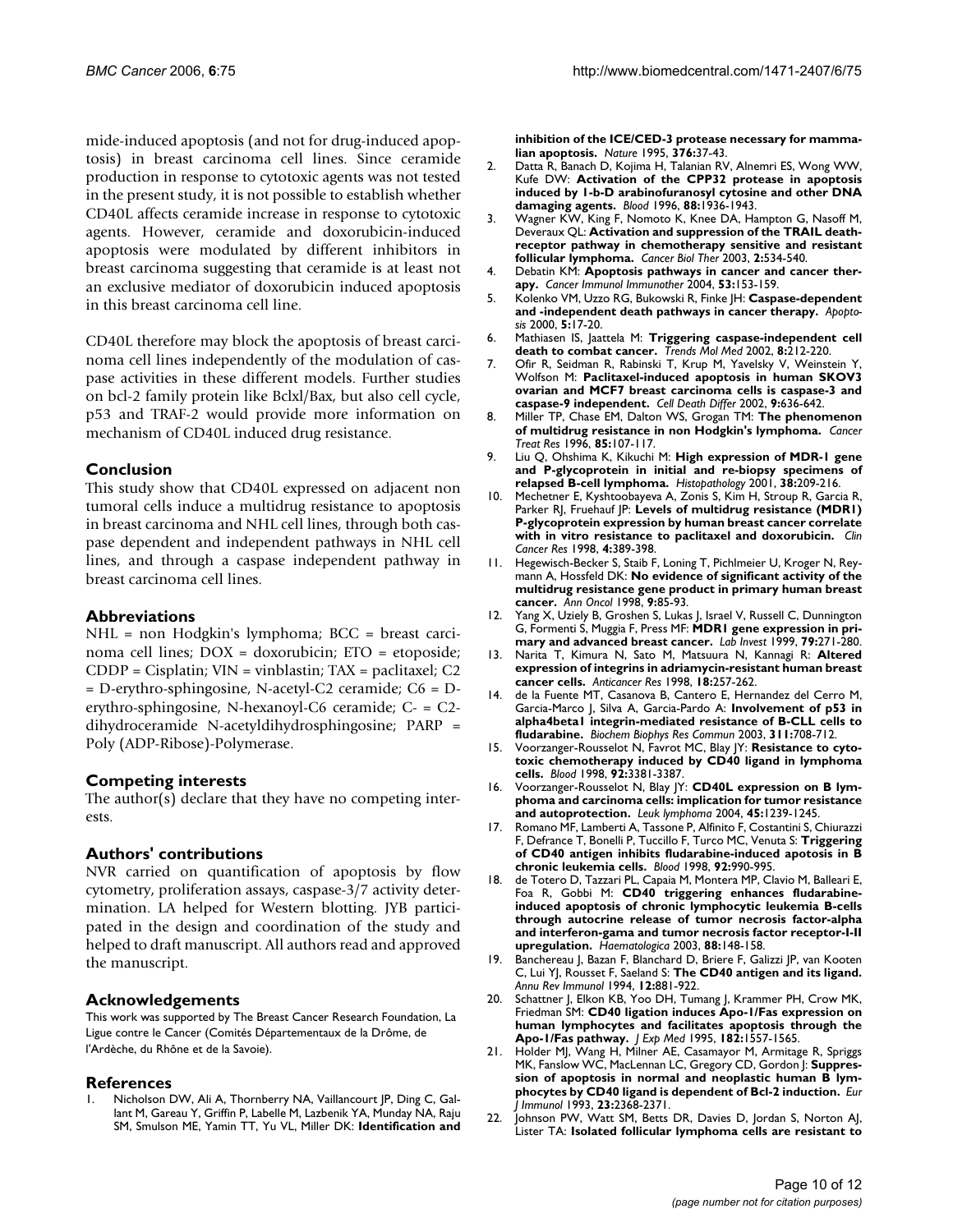mide-induced apoptosis (and not for drug-induced apoptosis) in breast carcinoma cell lines. Since ceramide production in response to cytotoxic agents was not tested in the present study, it is not possible to establish whether CD40L affects ceramide increase in response to cytotoxic agents. However, ceramide and doxorubicin-induced apoptosis were modulated by different inhibitors in breast carcinoma suggesting that ceramide is at least not an exclusive mediator of doxorubicin induced apoptosis in this breast carcinoma cell line.

CD40L therefore may block the apoptosis of breast carcinoma cell lines independently of the modulation of caspase activities in these different models. Further studies on bcl-2 family protein like Bclxl/Bax, but also cell cycle, p53 and TRAF-2 would provide more information on mechanism of CD40L induced drug resistance.

## Conclusion

This study show that CD40L expressed on adjacent non tumoral cells induce a multidrug resistance to apoptosis in breast carcinoma and NHL cell lines, through both caspase dependent and independent pathways in NHL cell lines, and through a caspase independent pathway in breast carcinoma cell lines.

## Abbreviations

NHL = non Hodgkin's lymphoma; BCC = breast carcinoma cell lines; DOX = doxorubicin; ETO = etoposide; CDDP = Cisplatin; VIN = vinblastin; TAX = paclitaxel; C2 = D-erythro-sphingosine, N-acetyl-C2 ceramide; C6 = D-erythro-sphingosine, N-hexanoyl-C6 ceramide; C- = C2-dihydroceramide N-acetyldihydrosphingosine; PARP = Poly (ADP-Ribose)-Polymerase.

## Competing interests

The author(s) declare that they have no competing interests.

## Authors' contributions

NVR carried on quantification of apoptosis by flow cytometry, proliferation assays, caspase-3/7 activity determination. LA helped for Western blotting. JYB participated in the design and coordination of the study and helped to draft manuscript. All authors read and approved the manuscript.

## Acknowledgements

This work was supported by The Breast Cancer Research Foundation, La Ligue contre le Cancer (Comités Départementaux de la Drôme, de l'Ardèche, du Rhône et de la Savoie).

## References

1. Nicholson DW, Ali A, Thornberry NA, Vaillancourt JP, Ding C, Gallant M, Gareau Y, Griffin P, Labelle M, Lazbenik YA, Munday NA, Raju SM, Smulson ME, Yamin TT, Yu VL, Miller DK: **Identification and inhibition of the ICE/CED-3 protease necessary for mammalian apoptosis.** *Nature* 1995, **376:**37-43.
2. Datta R, Banach D, Kojima H, Talanian RV, Alnemri ES, Wong WW, Kufe DW: **Activation of the CPP32 protease in apoptosis induced by 1-b-D arabinofuranosyl cytosine and other DNA damaging agents.** *Blood* 1996, **88:**1936-1943.
3. Wagner KW, King F, Nomoto K, Knee DA, Hampton G, Nasoff M, Deveraux QL: **Activation and suppression of the TRAIL death-receptor pathway in chemotherapy sensitive and resistant follicular lymphoma.** *Cancer Biol Ther* 2003, **2:**534-540.
4. Debatin KM: **Apoptosis pathways in cancer and cancer therapy.** *Cancer Immunol Immunother* 2004, **53:**153-159.
5. Kolenko VM, Uzzo RG, Bukowski R, Finke JH: **Caspase-dependent and -independent death pathways in cancer therapy.** *Apoptosis* 2000, **5:**17-20.
6. Mathiasen IS, Jaattela M: **Triggering caspase-independent cell death to combat cancer.** *Trends Mol Med* 2002, **8:**212-220.
7. Ofir R, Seidman R, Rabinski T, Krup M, Yavelsky V, Weinstein Y, Wolfson M: **Paclitaxel-induced apoptosis in human SKOV3 ovarian and MCF7 breast carcinoma cells is caspase-3 and caspase-9 independent.** *Cell Death Differ* 2002, **9:**636-642.
8. Miller TP, Chase EM, Dalton WS, Grogan TM: **The phenomenon of multidrug resistance in non Hodgkin's lymphoma.** *Cancer Treat Res* 1996, **85:**107-117.
9. Liu Q, Ohshima K, Kikuchi M: **High expression of MDR-1 gene and P-glycoprotein in initial and re-biopsy specimens of relapsed B-cell lymphoma.** *Histopathology* 2001, **38:**209-216.
10. Mechetner E, Kyshtoobayeva A, Zonis S, Kim H, Stroup R, Garcia R, Parker RJ, Fruehauf JP: **Levels of multidrug resistance (MDR1) P-glycoprotein expression by human breast cancer correlate with in vitro resistance to paclitaxel and doxorubicin.** *Clin Cancer Res* 1998, **4:**389-398.
11. Hegewisch-Becker S, Staib F, Loning T, Pichlmeier U, Kroger N, Reymann A, Hossfeld DK: **No evidence of significant activity of the multidrug resistance gene product in primary human breast cancer.** *Ann Oncol* 1998, **9:**85-93.
12. Yang X, Uziely B, Groshen S, Lukas J, Israel V, Russell C, Dunnington G, Formenti S, Muggia F, Press MF: **MDR1 gene expression in primary and advanced breast cancer.** *Lab Invest* 1999, **79:**271-280.
13. Narita T, Kimura N, Sato M, Matsuura N, Kannagi R: **Altered expression of integrins in adriamycin-resistant human breast cancer cells.** *Anticancer Res* 1998, **18:**257-262.
14. de la Fuente MT, Casanova B, Cantero E, Hernandez del Cerro M, Garcia-Marco J, Silva A, Garcia-Pardo A: **Involvement of p53 in alpha4beta1 integrin-mediated resistance of B-CLL cells to fludarabine.** *Biochem Biophys Res Commun* 2003, **311:**708-712.
15. Voorzanger-Rousselot N, Favrot MC, Blay JY: **Resistance to cytotoxic chemotherapy induced by CD40 ligand in lymphoma cells.** *Blood* 1998, **92:**3381-3387.
16. Voorzanger-Rousselot N, Blay JY: **CD40L expression on B lymphoma and carcinoma cells: implication for tumor resistance and autoprotection.** *Leuk lymphoma* 2004, **45:**1239-1245.
17. Romano MF, Lamberti A, Tassone P, Alfinito F, Costantini S, Chiurazzi F, Defrance T, Bonelli P, Tuccillo F, Turco MC, Venuta S: **Triggering of CD40 antigen inhibits fludarabine-induced apoptosis in B chronic leukemia cells.** *Blood* 1998, **92:**990-995.
18. de Totero D, Tazzari PL, Capaia M, Montera MP, Clavio M, Balleari E, Foa R, Gobbi M: **CD40 triggering enhances fludarabine-induced apoptosis of chronic lymphocytic leukemia B-cells through autocrine release of tumor necrosis factor-alpha and interferon-gama and tumor necrosis factor receptor-I-II upregulation.** *Haematologica* 2003, **88:**148-158.
19. Banchereau J, Bazan F, Blanchard D, Briere F, Galizzi JP, van Kooten C, Lui YJ, Rousset F, Saeland S: **The CD40 antigen and its ligand.** *Annu Rev Immunol* 1994, **12:**881-922.
20. Schattner J, Elkon KB, Yoo DH, Tumang J, Krammer PH, Crow MK, Friedman SM: **CD40 ligation induces Apo-1/Fas expression on human lymphocytes and facilitates apoptosis through the Apo-1/Fas pathway.** *J Exp Med* 1995, **182:**1557-1565.
21. Holder MJ, Wang H, Milner AE, Casamayor M, Armitage R, Spriggs MK, Fanslow WC, MacLennan LC, Gregory CD, Gordon J: **Suppression of apoptosis in normal and neoplastic human B lymphocytes by CD40 ligand is dependent of Bcl-2 induction.** *Eur J Immunol* 1993, **23:**2368-2371.
22. Johnson PW, Watt SM, Betts DR, Davies D, Jordan S, Norton AJ, Lister TA: **Isolated follicular lymphoma cells are resistant to**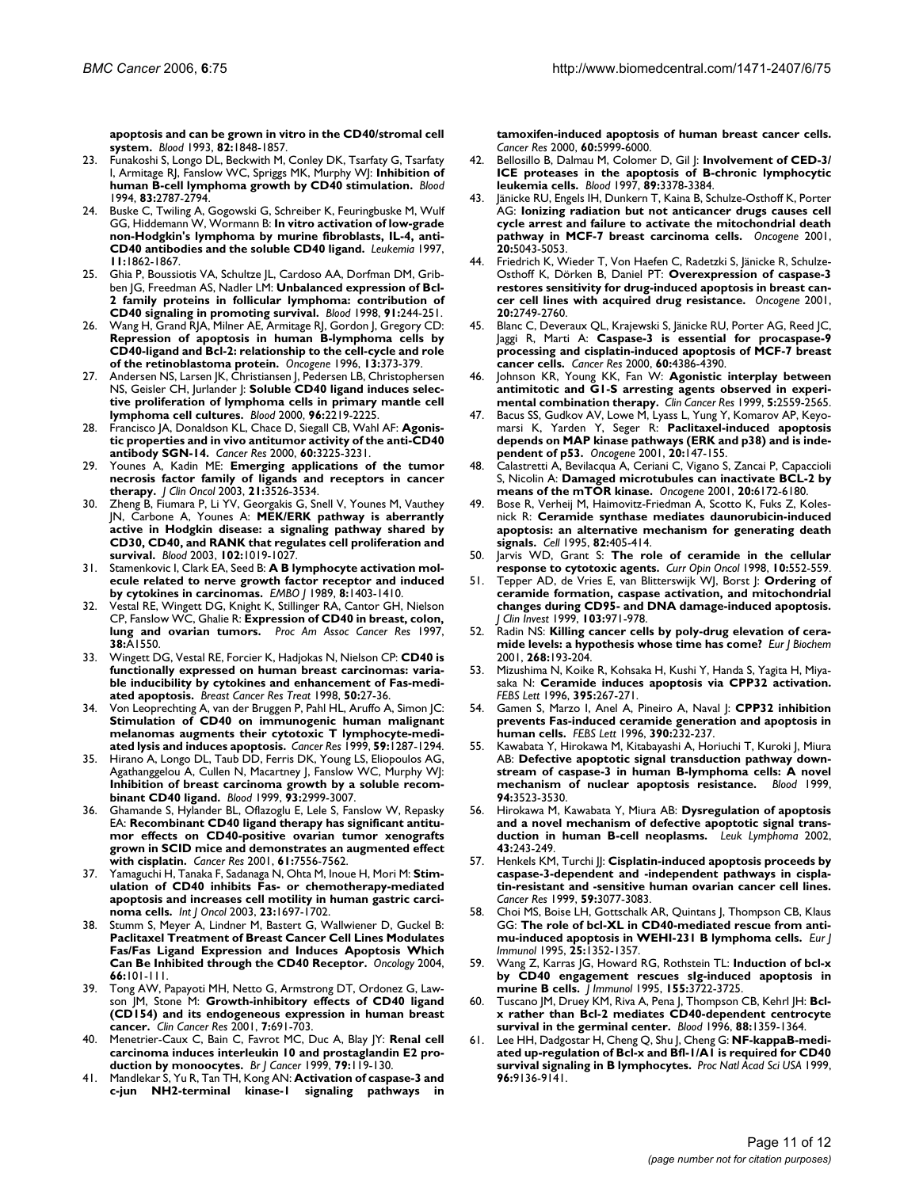**apoptosis and can be grown in vitro in the CD40/stromal cell system.** *Blood* 1993, **82:**1848-1857.

23. Funakoshi S, Longo DL, Beckwith M, Conley DK, Tsarfaty G, Tsarfaty I, Armitage RJ, Fanslow WC, Spriggs MK, Murphy WJ: **Inhibition of human B-cell lymphoma growth by CD40 stimulation.** *Blood* 1994, **83:**2787-2794.
24. Buske C, Twiling A, Gogowski G, Schreiber K, Feuringbuske M, Wulf GG, Hiddemann W, Wormann B: **In vitro activation of low-grade non-Hodgkin's lymphoma by murine fibroblasts, IL-4, anti-CD40 antibodies and the soluble CD40 ligand.** *Leukemia* 1997, **11:**1862-1867.
25. Ghia P, Boussiotis VA, Schultze JL, Cardoso AA, Dorfman DM, Gribben JG, Freedman AS, Nadler LM: **Unbalanced expression of Bcl-2 family proteins in follicular lymphoma: contribution of CD40 signaling in promoting survival.** *Blood* 1998, **91:**244-251.
26. Wang H, Grand RJA, Milner AE, Armitage RJ, Gordon J, Gregory CD: **Repression of apoptosis in human B-lymphoma cells by CD40-ligand and Bcl-2: relationship to the cell-cycle and role of the retinoblastoma protein.** *Oncogene* 1996, **13:**373-379.
27. Andersen NS, Larsen JK, Christiansen J, Pedersen LB, Christophersen NS, Geisler CH, Jurlander J: **Soluble CD40 ligand induces selective proliferation of lymphoma cells in primary mantle cell lymphoma cell cultures.** *Blood* 2000, **96:**2219-2225.
28. Francisco JA, Donaldson KL, Chace D, Siegall CB, Wahl AF: **Agonistic properties and in vivo antitumor activity of the anti-CD40 antibody SGN-14.** *Cancer Res* 2000, **60:**3225-3231.
29. Younes A, Kadin ME: **Emerging applications of the tumor necrosis factor family of ligands and receptors in cancer therapy.** *J Clin Oncol* 2003, **21:**3526-3534.
30. Zheng B, Fiumara P, Li YV, Georgakis G, Snell V, Younes M, Vauthey JN, Carbone A, Younes A: **MEK/ERK pathway is aberrantly active in Hodgkin disease: a signaling pathway shared by CD30, CD40, and RANK that regulates cell proliferation and survival.** *Blood* 2003, **102:**1019-1027.
31. Stamenkovic I, Clark EA, Seed B: **A B lymphocyte activation molecule related to nerve growth factor receptor and induced by cytokines in carcinomas.** *EMBO J* 1989, **8:**1403-1410.
32. Vestal RE, Wingett DG, Knight K, Stillinger RA, Cantor GH, Nielson CP, Fanslow WC, Ghalie R: **Expression of CD40 in breast, colon, lung and ovarian tumors.** *Proc Am Assoc Cancer Res* 1997, **38:**A1550.
33. Wingett DG, Vestal RE, Forcier K, Hadjokas N, Nielson CP: **CD40 is functionally expressed on human breast carcinomas: variable inducibility by cytokines and enhancement of Fas-mediated apoptosis.** *Breast Cancer Res Treat* 1998, **50:**27-36.
34. Von Leoprechting A, van der Bruggen P, Pahl HL, Aruffo A, Simon JC: **Stimulation of CD40 on immunogenic human malignant melanomas augments their cytotoxic T lymphocyte-mediated lysis and induces apoptosis.** *Cancer Res* 1999, **59:**1287-1294.
35. Hirano A, Longo DL, Taub DD, Ferris DK, Young LS, Eliopoulos AG, Agathanggelou A, Cullen N, Macartney J, Fanslow WC, Murphy WJ: **Inhibition of breast carcinoma growth by a soluble recombinant CD40 ligand.** *Blood* 1999, **93:**2999-3007.
36. Ghamande S, Hylander BL, Oflazoglu E, Lele S, Fanslow W, Repasky EA: **Recombinant CD40 ligand therapy has significant antitumor effects on CD40-positive ovarian tumor xenografts grown in SCID mice and demonstrates an augmented effect with cisplatin.** *Cancer Res* 2001, **61:**7556-7562.
37. Yamaguchi H, Tanaka F, Sadanaga N, Ohta M, Inoue H, Mori M: **Stimulation of CD40 inhibits Fas- or chemotherapy-mediated apoptosis and increases cell motility in human gastric carcinoma cells.** *Int J Oncol* 2003, **23:**1697-1702.
38. Stumm S, Meyer A, Lindner M, Bastert G, Wallwiener D, Guckel B: **Paclitaxel Treatment of Breast Cancer Cell Lines Modulates Fas/Fas Ligand Expression and Induces Apoptosis Which Can Be Inhibited through the CD40 Receptor.** *Oncology* 2004, **66:**101-111.
39. Tong AW, Papayoti MH, Netto G, Armstrong DT, Ordonez G, Lawson JM, Stone M: **Growth-inhibitory effects of CD40 ligand (CD154) and its endogeneous expression in human breast cancer.** *Clin Cancer Res* 2001, **7:**691-703.
40. Menetrier-Caux C, Bain C, Favrot MC, Duc A, Blay JY: **Renal cell carcinoma induces interleukin 10 and prostaglandin E2 production by monoocytes.** *Br J Cancer* 1999, **79:**119-130.
41. Mandlekar S, Yu R, Tan TH, Kong AN: **Activation of caspase-3 and c-jun NH2-terminal kinase-1 signaling pathways in tamoxifen-induced apoptosis of human breast cancer cells.** *Cancer Res* 2000, **60:**5999-6000.
42. Bellosillo B, Dalmau M, Colomer D, Gil J: **Involvement of CED-3/ICE proteases in the apoptosis of B-chronic lymphocytic leukemia cells.** *Blood* 1997, **89:**3378-3384.
43. Jänicke RU, Engels IH, Dunkern T, Kaina B, Schulze-Osthoff K, Porter AG: **Ionizing radiation but not anticancer drugs causes cell cycle arrest and failure to activate the mitochondrial death pathway in MCF-7 breast carcinoma cells.** *Oncogene* 2001, **20:**5043-5053.
44. Friedrich K, Wieder T, Von Haefen C, Radetzki S, Jänicke R, Schulze-Osthoff K, Dörken B, Daniel PT: **Overexpression of caspase-3 restores sensitivity for drug-induced apoptosis in breast cancer cell lines with acquired drug resistance.** *Oncogene* 2001, **20:**2749-2760.
45. Blanc C, Deveraux QL, Krajewski S, Jänicke RU, Porter AG, Reed JC, Jaggi R, Marti A: **Caspase-3 is essential for procaspase-9 processing and cisplatin-induced apoptosis of MCF-7 breast cancer cells.** *Cancer Res* 2000, **60:**4386-4390.
46. Johnson KR, Young KK, Fan W: **Agonistic interplay between antimitotic and G1-S arresting agents observed in experimental combination therapy.** *Clin Cancer Res* 1999, **5:**2559-2565.
47. Bacus SS, Gudkov AV, Lowe M, Lyass L, Yung Y, Komarov AP, Keyomarsi K, Yarden Y, Seger R: **Paclitaxel-induced apoptosis depends on MAP kinase pathways (ERK and p38) and is independent of p53.** *Oncogene* 2001, **20:**147-155.
48. Calastretti A, Bevilacqua A, Ceriani C, Vigano S, Zancai P, Capaccioli S, Nicolin A: **Damaged microtubules can inactivate BCL-2 by means of the mTOR kinase.** *Oncogene* 2001, **20:**6172-6180.
49. Bose R, Verheij M, Haimovitz-Friedman A, Scotto K, Fuks Z, Kolesnick R: **Ceramide synthase mediates daunorubicin-induced apoptosis: an alternative mechanism for generating death signals.** *Cell* 1995, **82:**405-414.
50. Jarvis WD, Grant S: **The role of ceramide in the cellular response to cytotoxic agents.** *Curr Opin Oncol* 1998, **10:**552-559.
51. Tepper AD, de Vries E, van Blitterswijk WJ, Borst J: **Ordering of ceramide formation, caspase activation, and mitochondrial changes during CD95- and DNA damage-induced apoptosis.** *J Clin Invest* 1999, **103:**971-978.
52. Radin NS: **Killing cancer cells by poly-drug elevation of ceramide levels: a hypothesis whose time has come?** *Eur J Biochem* 2001, **268:**193-204.
53. Mizushima N, Koike R, Kohsaka H, Kushi Y, Handa S, Yagita H, Miyasaka N: **Ceramide induces apoptosis via CPP32 activation.** *FEBS Lett* 1996, **395:**267-271.
54. Gamen S, Marzo I, Anel A, Pineiro A, Naval J: **CPP32 inhibition prevents Fas-induced ceramide generation and apoptosis in human cells.** *FEBS Lett* 1996, **390:**232-237.
55. Kawabata Y, Hirokawa M, Kitabayashi A, Horiuchi T, Kuroki J, Miura AB: **Defective apoptotic signal transduction pathway downstream of caspase-3 in human B-lymphoma cells: A novel mechanism of nuclear apoptosis resistance.** *Blood* 1999, **94:**3523-3530.
56. Hirokawa M, Kawabata Y, Miura AB: **Dysregulation of apoptosis and a novel mechanism of defective apoptotic signal transduction in human B-cell neoplasms.** *Leuk Lymphoma* 2002, **43:**243-249.
57. Henkels KM, Turchi JJ: **Cisplatin-induced apoptosis proceeds by caspase-3-dependent and -independent pathways in cisplatin-resistant and -sensitive human ovarian cancer cell lines.** *Cancer Res* 1999, **59:**3077-3083.
58. Choi MS, Boise LH, Gottschalk AR, Quintans J, Thompson CB, Klaus GG: **The role of bcl-XL in CD40-mediated rescue from anti-mu-induced apoptosis in WEHI-231 B lymphoma cells.** *Eur J Immunol* 1995, **25:**1352-1357.
59. Wang Z, Karras JG, Howard RG, Rothstein TL: **Induction of bcl-x by CD40 engagement rescues sIg-induced apoptosis in murine B cells.** *J Immunol* 1995, **155:**3722-3725.
60. Tuscano JM, Druey KM, Riva A, Pena J, Thompson CB, Kehrl JH: **Bcl-x rather than Bcl-2 mediates CD40-dependent centrocyte survival in the germinal center.** *Blood* 1996, **88:**1359-1364.
61. Lee HH, Dadgostar H, Cheng Q, Shu J, Cheng G: **NF-kappaB-mediated up-regulation of Bcl-x and Bfl-1/A1 is required for CD40 survival signaling in B lymphocytes.** *Proc Natl Acad Sci USA* 1999, **96:**9136-9141.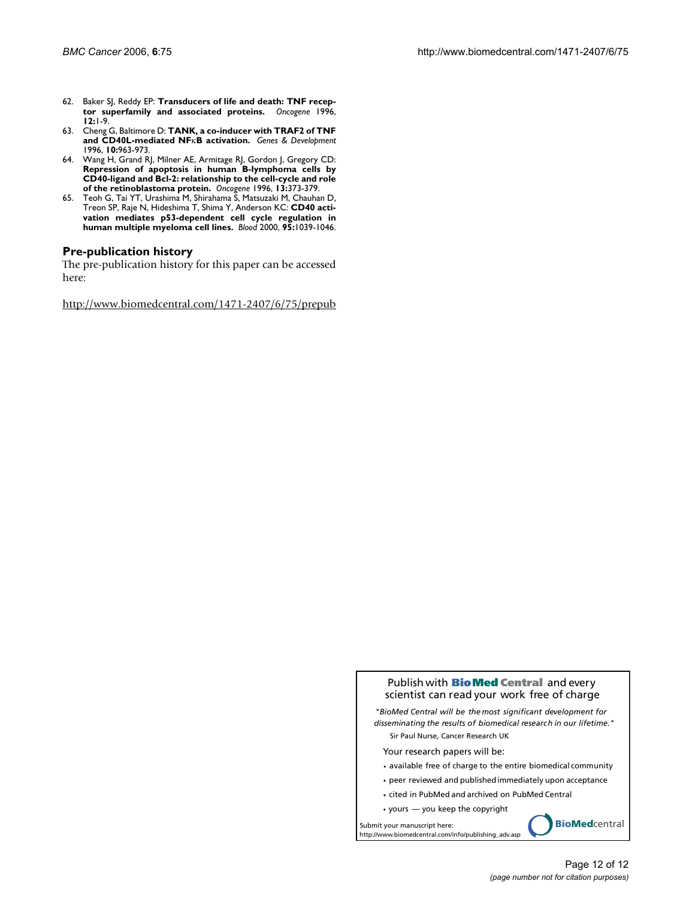62. Baker SJ, Reddy EP: **Transducers of life and death: TNF receptor superfamily and associated proteins.** *Oncogene* 1996, **12:**1-9.
63. Cheng G, Baltimore D: **TANK, a co-inducer with TRAF2 of TNF and CD40L-mediated NFκB activation.** *Genes & Development* 1996, **10:**963-973.
64. Wang H, Grand RJ, Milner AE, Armitage RJ, Gordon J, Gregory CD: **Repression of apoptosis in human B-lymphoma cells by CD40-ligand and Bcl-2: relationship to the cell-cycle and role of the retinoblastoma protein.** *Oncogene* 1996, **13:**373-379.
65. Teoh G, Tai YT, Urashima M, Shirahama S, Matsuzaki M, Chauhan D, Treon SP, Raje N, Hideshima T, Shima Y, Anderson KC: **CD40 activation mediates p53-dependent cell cycle regulation in human multiple myeloma cell lines.** *Blood* 2000, **95:**1039-1046.

## Pre-publication history

The pre-publication history for this paper can be accessed here:

http://www.biomedcentral.com/1471-2407/6/75/prepub

Publish with **BioMed Central** and every scientist can read your work free of charge

*"BioMed Central will be the most significant development for disseminating the results of biomedical research in our lifetime."*

Sir Paul Nurse, Cancer Research UK

Your research papers will be:

- available free of charge to the entire biomedical community
- peer reviewed and published immediately upon acceptance
- cited in PubMed and archived on PubMed Central
- yours — you keep the copyright

Submit your manuscript here:
http://www.biomedcentral.com/info/publishing_adv.asp

**BioMed**central